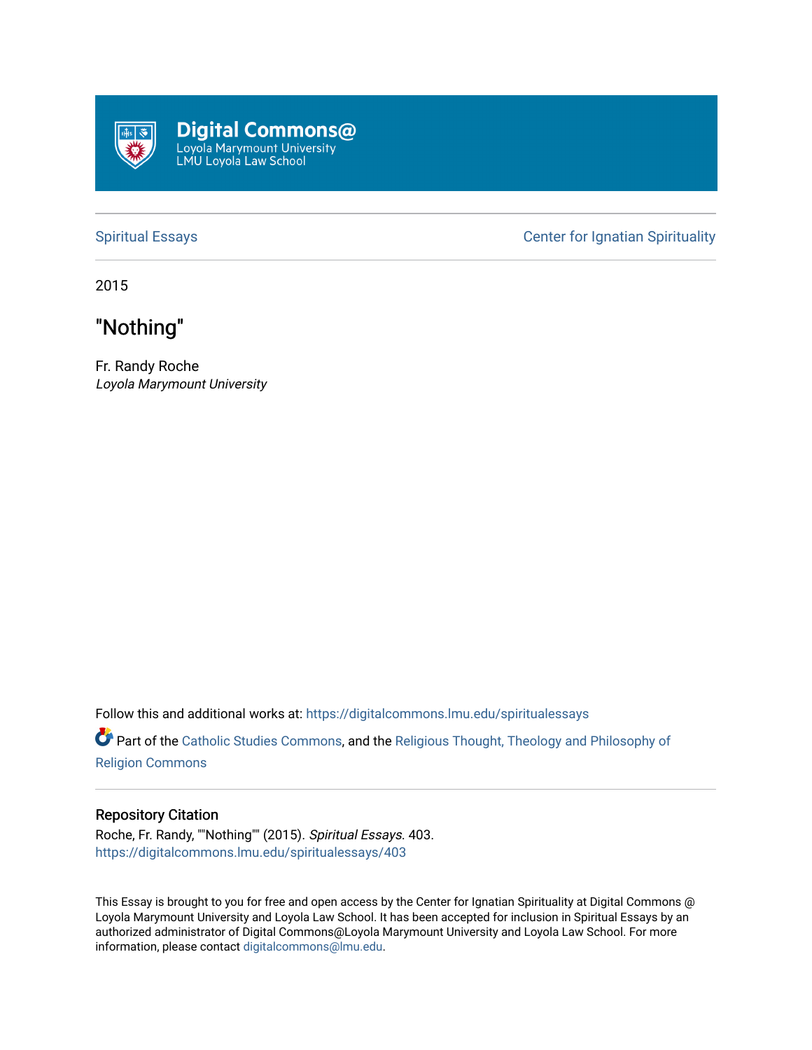Digital Commons@
Loyola Marymount University
LMU Loyola Law School

Spiritual Essays

Center for Ignatian Spirituality

2015

# "Nothing"

Fr. Randy Roche
*Loyola Marymount University*

Follow this and additional works at: https://digitalcommons.lmu.edu/spiritualessays

Part of the Catholic Studies Commons, and the Religious Thought, Theology and Philosophy of Religion Commons

## Repository Citation

Roche, Fr. Randy, ""Nothing"" (2015). *Spiritual Essays*. 403.
https://digitalcommons.lmu.edu/spiritualessays/403

This Essay is brought to you for free and open access by the Center for Ignatian Spirituality at Digital Commons @ Loyola Marymount University and Loyola Law School. It has been accepted for inclusion in Spiritual Essays by an authorized administrator of Digital Commons@Loyola Marymount University and Loyola Law School. For more information, please contact digitalcommons@lmu.edu.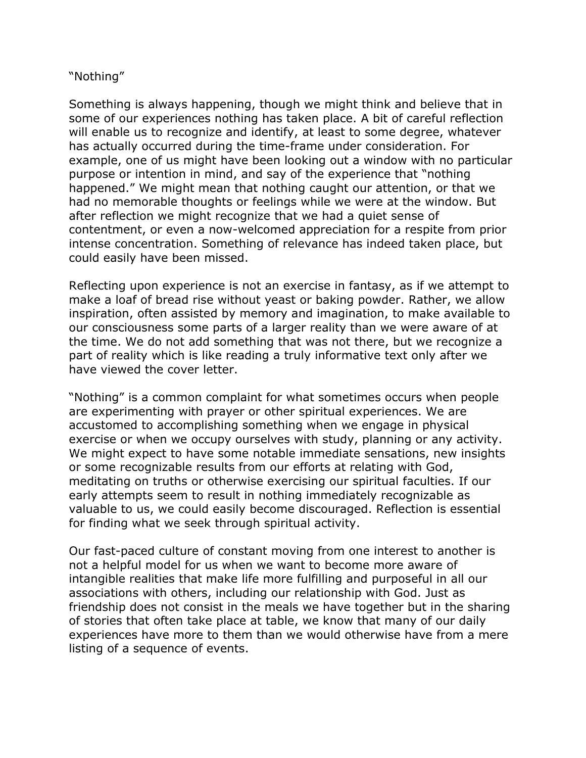# "Nothing"

Something is always happening, though we might think and believe that in some of our experiences nothing has taken place. A bit of careful reflection will enable us to recognize and identify, at least to some degree, whatever has actually occurred during the time-frame under consideration. For example, one of us might have been looking out a window with no particular purpose or intention in mind, and say of the experience that "nothing happened." We might mean that nothing caught our attention, or that we had no memorable thoughts or feelings while we were at the window. But after reflection we might recognize that we had a quiet sense of contentment, or even a now-welcomed appreciation for a respite from prior intense concentration. Something of relevance has indeed taken place, but could easily have been missed.

Reflecting upon experience is not an exercise in fantasy, as if we attempt to make a loaf of bread rise without yeast or baking powder. Rather, we allow inspiration, often assisted by memory and imagination, to make available to our consciousness some parts of a larger reality than we were aware of at the time. We do not add something that was not there, but we recognize a part of reality which is like reading a truly informative text only after we have viewed the cover letter.

"Nothing" is a common complaint for what sometimes occurs when people are experimenting with prayer or other spiritual experiences. We are accustomed to accomplishing something when we engage in physical exercise or when we occupy ourselves with study, planning or any activity. We might expect to have some notable immediate sensations, new insights or some recognizable results from our efforts at relating with God, meditating on truths or otherwise exercising our spiritual faculties. If our early attempts seem to result in nothing immediately recognizable as valuable to us, we could easily become discouraged. Reflection is essential for finding what we seek through spiritual activity.

Our fast-paced culture of constant moving from one interest to another is not a helpful model for us when we want to become more aware of intangible realities that make life more fulfilling and purposeful in all our associations with others, including our relationship with God. Just as friendship does not consist in the meals we have together but in the sharing of stories that often take place at table, we know that many of our daily experiences have more to them than we would otherwise have from a mere listing of a sequence of events.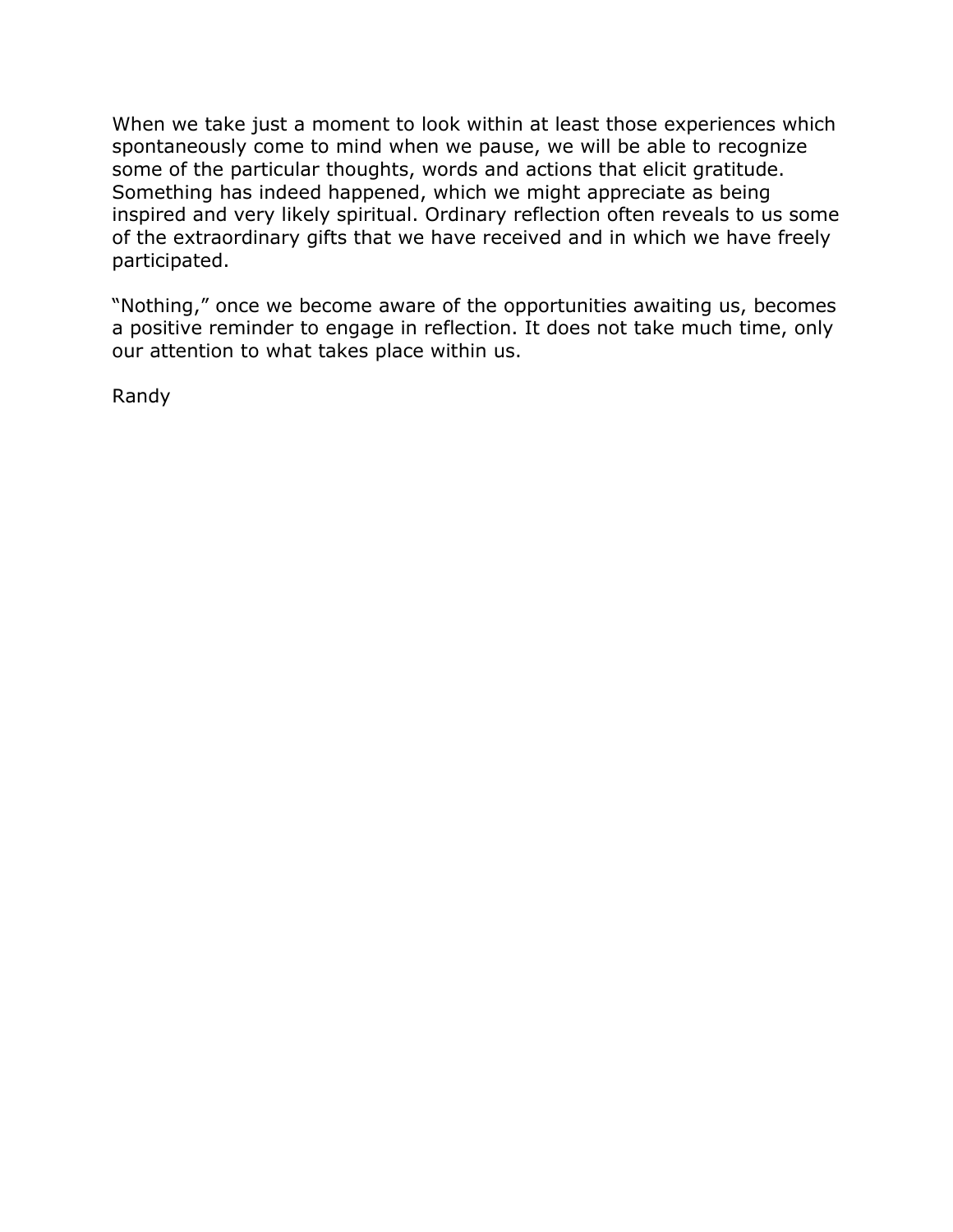When we take just a moment to look within at least those experiences which spontaneously come to mind when we pause, we will be able to recognize some of the particular thoughts, words and actions that elicit gratitude. Something has indeed happened, which we might appreciate as being inspired and very likely spiritual. Ordinary reflection often reveals to us some of the extraordinary gifts that we have received and in which we have freely participated.

"Nothing," once we become aware of the opportunities awaiting us, becomes a positive reminder to engage in reflection. It does not take much time, only our attention to what takes place within us.

Randy